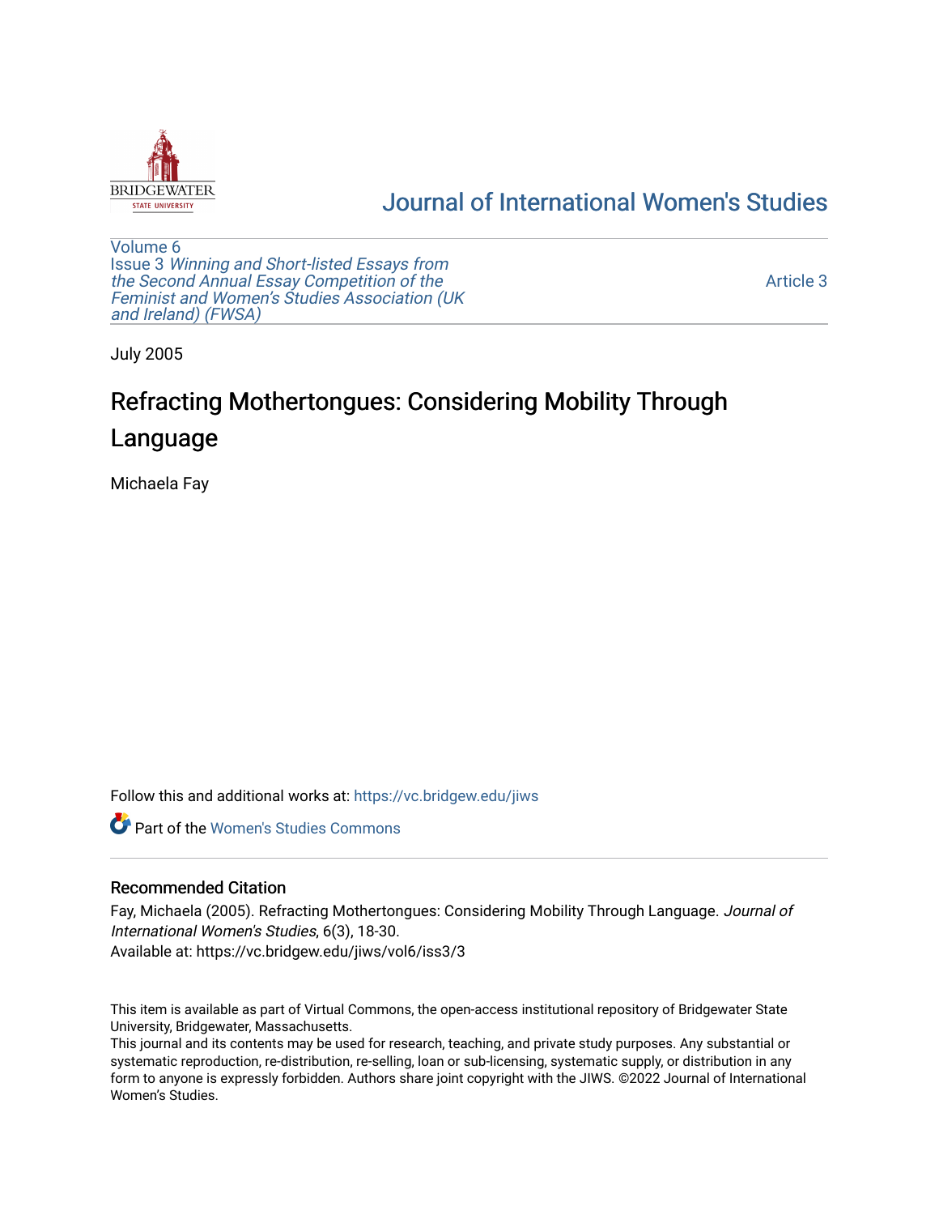# Journal of International Women's Studies

Volume 6
Issue 3 *Winning and Short-listed Essays from the Second Annual Essay Competition of the Feminist and Women's Studies Association (UK and Ireland) (FWSA)*

Article 3

July 2005

# Refracting Mothertongues: Considering Mobility Through Language

Michaela Fay

Follow this and additional works at: https://vc.bridgew.edu/jiws

Part of the Women's Studies Commons

## Recommended Citation

Fay, Michaela (2005). Refracting Mothertongues: Considering Mobility Through Language. *Journal of International Women's Studies*, 6(3), 18-30.
Available at: https://vc.bridgew.edu/jiws/vol6/iss3/3

This item is available as part of Virtual Commons, the open-access institutional repository of Bridgewater State University, Bridgewater, Massachusetts.
This journal and its contents may be used for research, teaching, and private study purposes. Any substantial or systematic reproduction, re-distribution, re-selling, loan or sub-licensing, systematic supply, or distribution in any form to anyone is expressly forbidden. Authors share joint copyright with the JIWS. ©2022 Journal of International Women's Studies.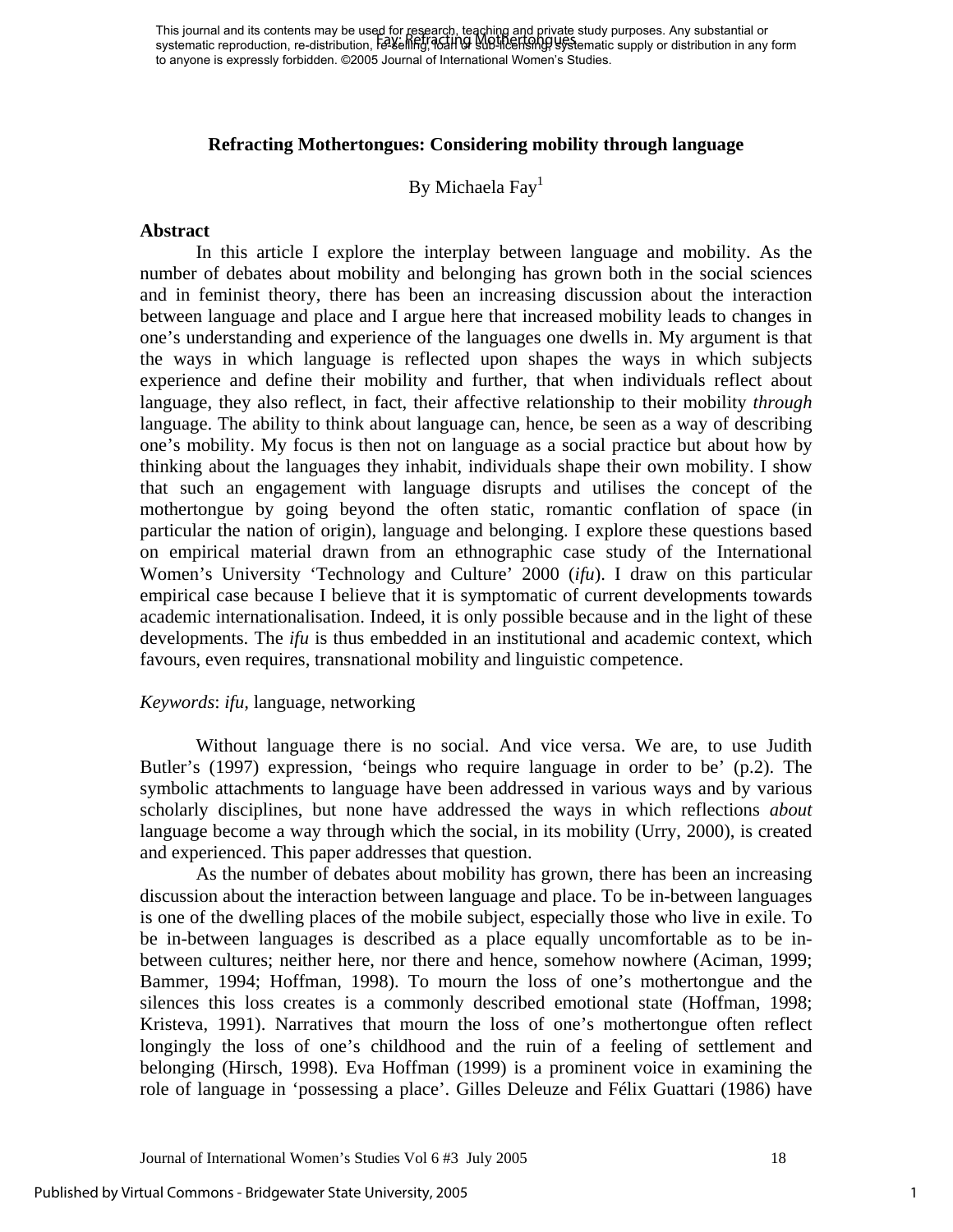## Refracting Mothertongues: Considering mobility through language

By Michaela Fay[1]

### Abstract

In this article I explore the interplay between language and mobility. As the number of debates about mobility and belonging has grown both in the social sciences and in feminist theory, there has been an increasing discussion about the interaction between language and place and I argue here that increased mobility leads to changes in one's understanding and experience of the languages one dwells in. My argument is that the ways in which language is reflected upon shapes the ways in which subjects experience and define their mobility and further, that when individuals reflect about language, they also reflect, in fact, their affective relationship to their mobility *through* language. The ability to think about language can, hence, be seen as a way of describing one's mobility. My focus is then not on language as a social practice but about how by thinking about the languages they inhabit, individuals shape their own mobility. I show that such an engagement with language disrupts and utilises the concept of the mothertongue by going beyond the often static, romantic conflation of space (in particular the nation of origin), language and belonging. I explore these questions based on empirical material drawn from an ethnographic case study of the International Women's University 'Technology and Culture' 2000 (*ifu*). I draw on this particular empirical case because I believe that it is symptomatic of current developments towards academic internationalisation. Indeed, it is only possible because and in the light of these developments. The *ifu* is thus embedded in an institutional and academic context, which favours, even requires, transnational mobility and linguistic competence.

*Keywords*: *ifu*, language, networking

Without language there is no social. And vice versa. We are, to use Judith Butler's (1997) expression, 'beings who require language in order to be' (p.2). The symbolic attachments to language have been addressed in various ways and by various scholarly disciplines, but none have addressed the ways in which reflections *about* language become a way through which the social, in its mobility (Urry, 2000), is created and experienced. This paper addresses that question.

As the number of debates about mobility has grown, there has been an increasing discussion about the interaction between language and place. To be in-between languages is one of the dwelling places of the mobile subject, especially those who live in exile. To be in-between languages is described as a place equally uncomfortable as to be in-between cultures; neither here, nor there and hence, somehow nowhere (Aciman, 1999; Bammer, 1994; Hoffman, 1998). To mourn the loss of one's mothertongue and the silences this loss creates is a commonly described emotional state (Hoffman, 1998; Kristeva, 1991). Narratives that mourn the loss of one's mothertongue often reflect longingly the loss of one's childhood and the ruin of a feeling of settlement and belonging (Hirsch, 1998). Eva Hoffman (1999) is a prominent voice in examining the role of language in 'possessing a place'. Gilles Deleuze and Félix Guattari (1986) have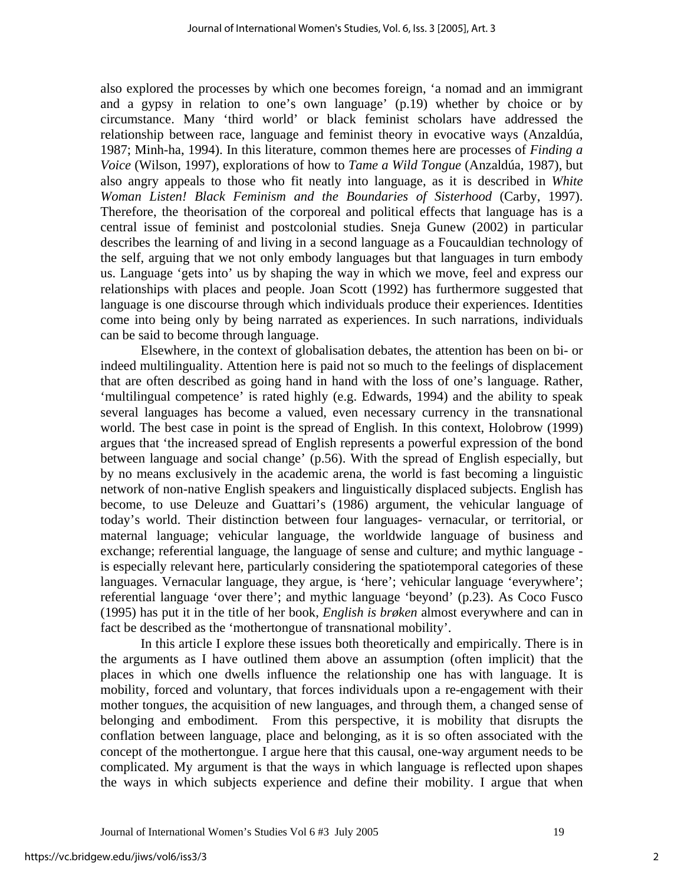also explored the processes by which one becomes foreign, 'a nomad and an immigrant and a gypsy in relation to one's own language' (p.19) whether by choice or by circumstance. Many 'third world' or black feminist scholars have addressed the relationship between race, language and feminist theory in evocative ways (Anzaldúa, 1987; Minh-ha, 1994). In this literature, common themes here are processes of *Finding a Voice* (Wilson, 1997), explorations of how to *Tame a Wild Tongue* (Anzaldúa, 1987), but also angry appeals to those who fit neatly into language, as it is described in *White Woman Listen! Black Feminism and the Boundaries of Sisterhood* (Carby, 1997). Therefore, the theorisation of the corporeal and political effects that language has is a central issue of feminist and postcolonial studies. Sneja Gunew (2002) in particular describes the learning of and living in a second language as a Foucauldian technology of the self, arguing that we not only embody languages but that languages in turn embody us. Language 'gets into' us by shaping the way in which we move, feel and express our relationships with places and people. Joan Scott (1992) has furthermore suggested that language is one discourse through which individuals produce their experiences. Identities come into being only by being narrated as experiences. In such narrations, individuals can be said to become through language.

Elsewhere, in the context of globalisation debates, the attention has been on bi- or indeed multilinguality. Attention here is paid not so much to the feelings of displacement that are often described as going hand in hand with the loss of one's language. Rather, 'multilingual competence' is rated highly (e.g. Edwards, 1994) and the ability to speak several languages has become a valued, even necessary currency in the transnational world. The best case in point is the spread of English. In this context, Holobrow (1999) argues that 'the increased spread of English represents a powerful expression of the bond between language and social change' (p.56). With the spread of English especially, but by no means exclusively in the academic arena, the world is fast becoming a linguistic network of non-native English speakers and linguistically displaced subjects. English has become, to use Deleuze and Guattari's (1986) argument, the vehicular language of today's world. Their distinction between four languages- vernacular, or territorial, or maternal language; vehicular language, the worldwide language of business and exchange; referential language, the language of sense and culture; and mythic language - is especially relevant here, particularly considering the spatiotemporal categories of these languages. Vernacular language, they argue, is 'here'; vehicular language 'everywhere'; referential language 'over there'; and mythic language 'beyond' (p.23). As Coco Fusco (1995) has put it in the title of her book, *English is brøken* almost everywhere and can in fact be described as the 'mothertongue of transnational mobility'.

In this article I explore these issues both theoretically and empirically. There is in the arguments as I have outlined them above an assumption (often implicit) that the places in which one dwells influence the relationship one has with language. It is mobility, forced and voluntary, that forces individuals upon a re-engagement with their mother tongu*es*, the acquisition of new languages, and through them, a changed sense of belonging and embodiment. From this perspective, it is mobility that disrupts the conflation between language, place and belonging, as it is so often associated with the concept of the mothertongue. I argue here that this causal, one-way argument needs to be complicated. My argument is that the ways in which language is reflected upon shapes the ways in which subjects experience and define their mobility. I argue that when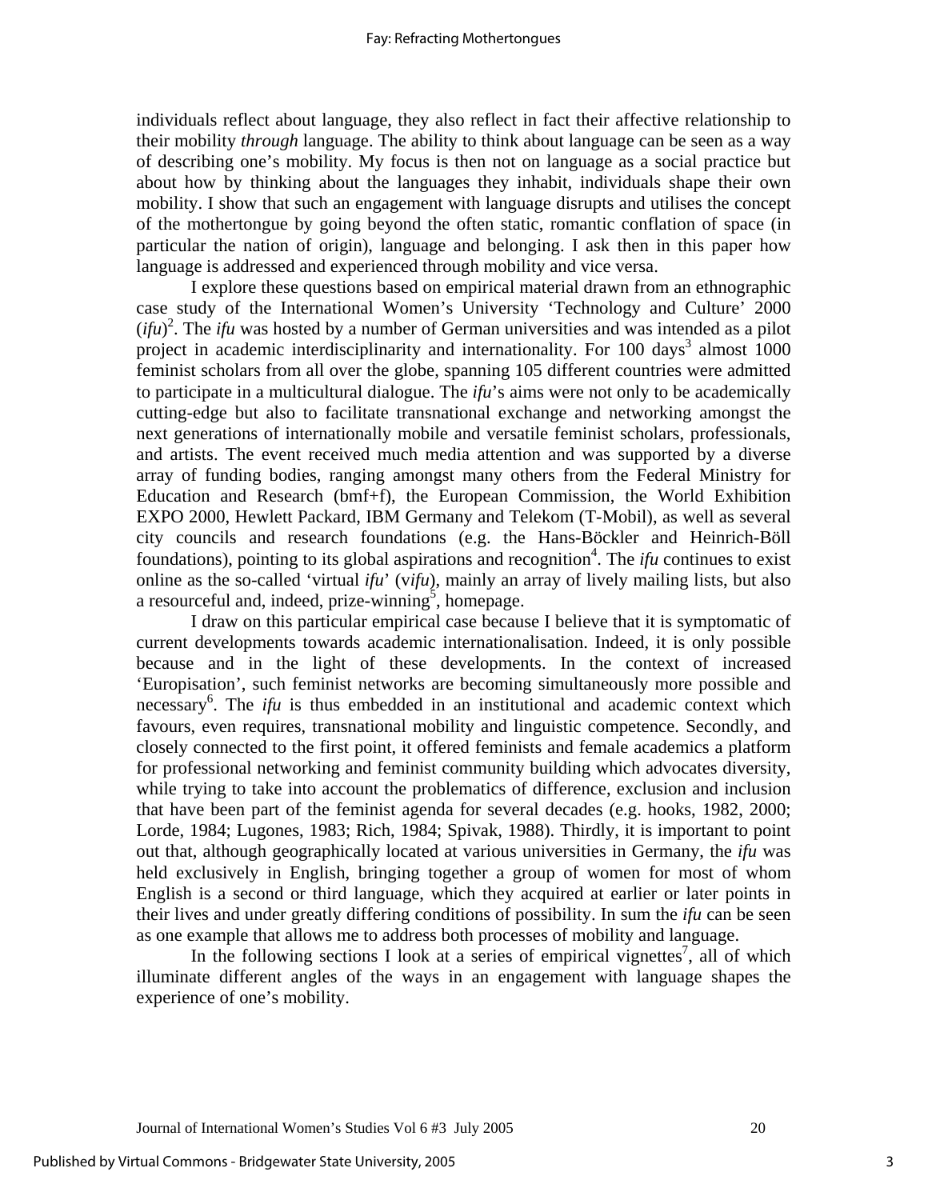individuals reflect about language, they also reflect in fact their affective relationship to their mobility *through* language. The ability to think about language can be seen as a way of describing one's mobility. My focus is then not on language as a social practice but about how by thinking about the languages they inhabit, individuals shape their own mobility. I show that such an engagement with language disrupts and utilises the concept of the mothertongue by going beyond the often static, romantic conflation of space (in particular the nation of origin), language and belonging. I ask then in this paper how language is addressed and experienced through mobility and vice versa.

I explore these questions based on empirical material drawn from an ethnographic case study of the International Women's University 'Technology and Culture' 2000 (*ifu*)[2]. The *ifu* was hosted by a number of German universities and was intended as a pilot project in academic interdisciplinarity and internationality. For 100 days[3] almost 1000 feminist scholars from all over the globe, spanning 105 different countries were admitted to participate in a multicultural dialogue. The *ifu*'s aims were not only to be academically cutting-edge but also to facilitate transnational exchange and networking amongst the next generations of internationally mobile and versatile feminist scholars, professionals, and artists. The event received much media attention and was supported by a diverse array of funding bodies, ranging amongst many others from the Federal Ministry for Education and Research (bmf+f), the European Commission, the World Exhibition EXPO 2000, Hewlett Packard, IBM Germany and Telekom (T-Mobil), as well as several city councils and research foundations (e.g. the Hans-Böckler and Heinrich-Böll foundations), pointing to its global aspirations and recognition[4]. The *ifu* continues to exist online as the so-called 'virtual *ifu*' (v*ifu*), mainly an array of lively mailing lists, but also a resourceful and, indeed, prize-winning[5], homepage.

I draw on this particular empirical case because I believe that it is symptomatic of current developments towards academic internationalisation. Indeed, it is only possible because and in the light of these developments. In the context of increased 'Europisation', such feminist networks are becoming simultaneously more possible and necessary[6]. The *ifu* is thus embedded in an institutional and academic context which favours, even requires, transnational mobility and linguistic competence. Secondly, and closely connected to the first point, it offered feminists and female academics a platform for professional networking and feminist community building which advocates diversity, while trying to take into account the problematics of difference, exclusion and inclusion that have been part of the feminist agenda for several decades (e.g. hooks, 1982, 2000; Lorde, 1984; Lugones, 1983; Rich, 1984; Spivak, 1988). Thirdly, it is important to point out that, although geographically located at various universities in Germany, the *ifu* was held exclusively in English, bringing together a group of women for most of whom English is a second or third language, which they acquired at earlier or later points in their lives and under greatly differing conditions of possibility. In sum the *ifu* can be seen as one example that allows me to address both processes of mobility and language.

In the following sections I look at a series of empirical vignettes[7], all of which illuminate different angles of the ways in an engagement with language shapes the experience of one's mobility.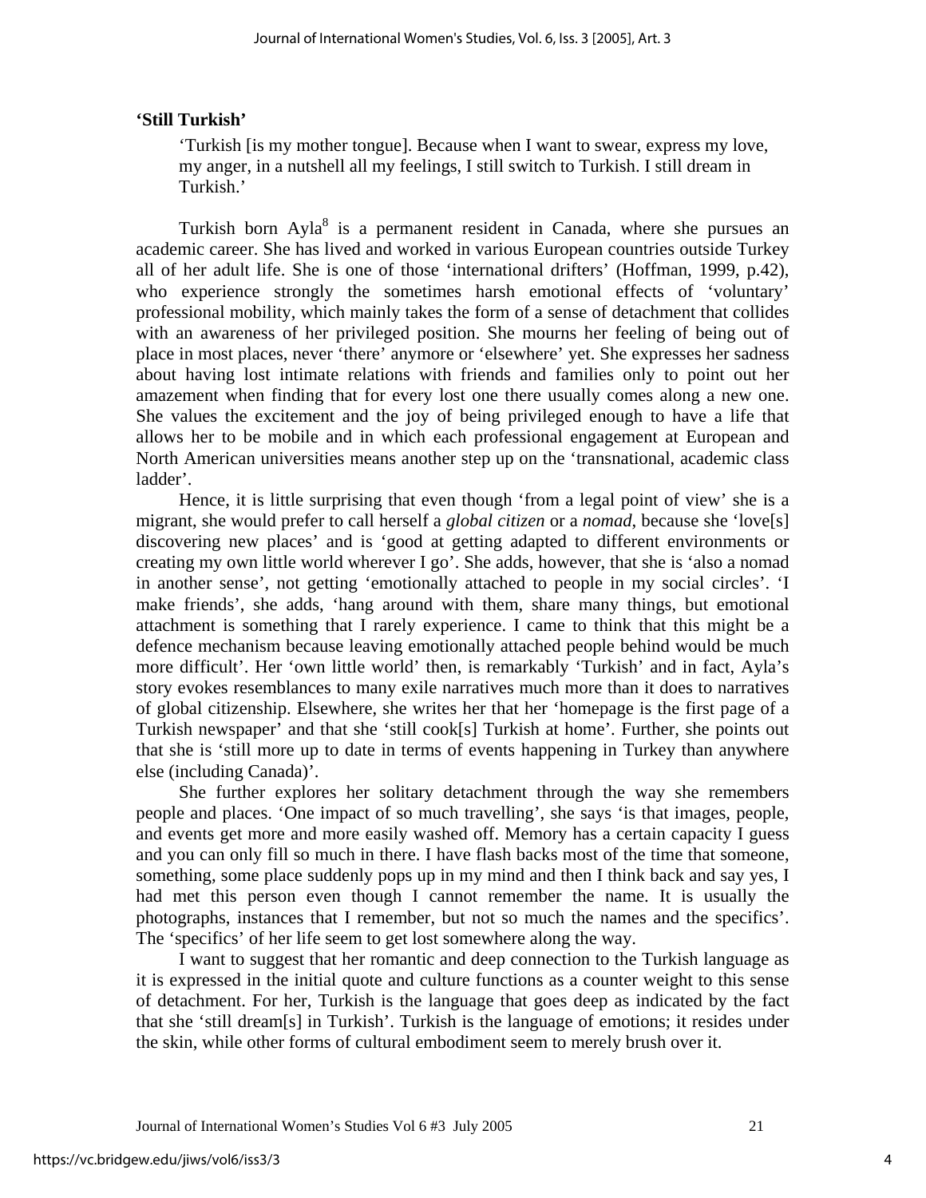**'Still Turkish'**

> 'Turkish [is my mother tongue]. Because when I want to swear, express my love, my anger, in a nutshell all my feelings, I still switch to Turkish. I still dream in Turkish.'

Turkish born Ayla[8] is a permanent resident in Canada, where she pursues an academic career. She has lived and worked in various European countries outside Turkey all of her adult life. She is one of those 'international drifters' (Hoffman, 1999, p.42), who experience strongly the sometimes harsh emotional effects of 'voluntary' professional mobility, which mainly takes the form of a sense of detachment that collides with an awareness of her privileged position. She mourns her feeling of being out of place in most places, never 'there' anymore or 'elsewhere' yet. She expresses her sadness about having lost intimate relations with friends and families only to point out her amazement when finding that for every lost one there usually comes along a new one. She values the excitement and the joy of being privileged enough to have a life that allows her to be mobile and in which each professional engagement at European and North American universities means another step up on the 'transnational, academic class ladder'.

Hence, it is little surprising that even though 'from a legal point of view' she is a migrant, she would prefer to call herself a *global citizen* or a *nomad*, because she 'love[s] discovering new places' and is 'good at getting adapted to different environments or creating my own little world wherever I go'. She adds, however, that she is 'also a nomad in another sense', not getting 'emotionally attached to people in my social circles'. 'I make friends', she adds, 'hang around with them, share many things, but emotional attachment is something that I rarely experience. I came to think that this might be a defence mechanism because leaving emotionally attached people behind would be much more difficult'. Her 'own little world' then, is remarkably 'Turkish' and in fact, Ayla's story evokes resemblances to many exile narratives much more than it does to narratives of global citizenship. Elsewhere, she writes her that her 'homepage is the first page of a Turkish newspaper' and that she 'still cook[s] Turkish at home'. Further, she points out that she is 'still more up to date in terms of events happening in Turkey than anywhere else (including Canada)'.

She further explores her solitary detachment through the way she remembers people and places. 'One impact of so much travelling', she says 'is that images, people, and events get more and more easily washed off. Memory has a certain capacity I guess and you can only fill so much in there. I have flash backs most of the time that someone, something, some place suddenly pops up in my mind and then I think back and say yes, I had met this person even though I cannot remember the name. It is usually the photographs, instances that I remember, but not so much the names and the specifics'. The 'specifics' of her life seem to get lost somewhere along the way.

I want to suggest that her romantic and deep connection to the Turkish language as it is expressed in the initial quote and culture functions as a counter weight to this sense of detachment. For her, Turkish is the language that goes deep as indicated by the fact that she 'still dream[s] in Turkish'. Turkish is the language of emotions; it resides under the skin, while other forms of cultural embodiment seem to merely brush over it.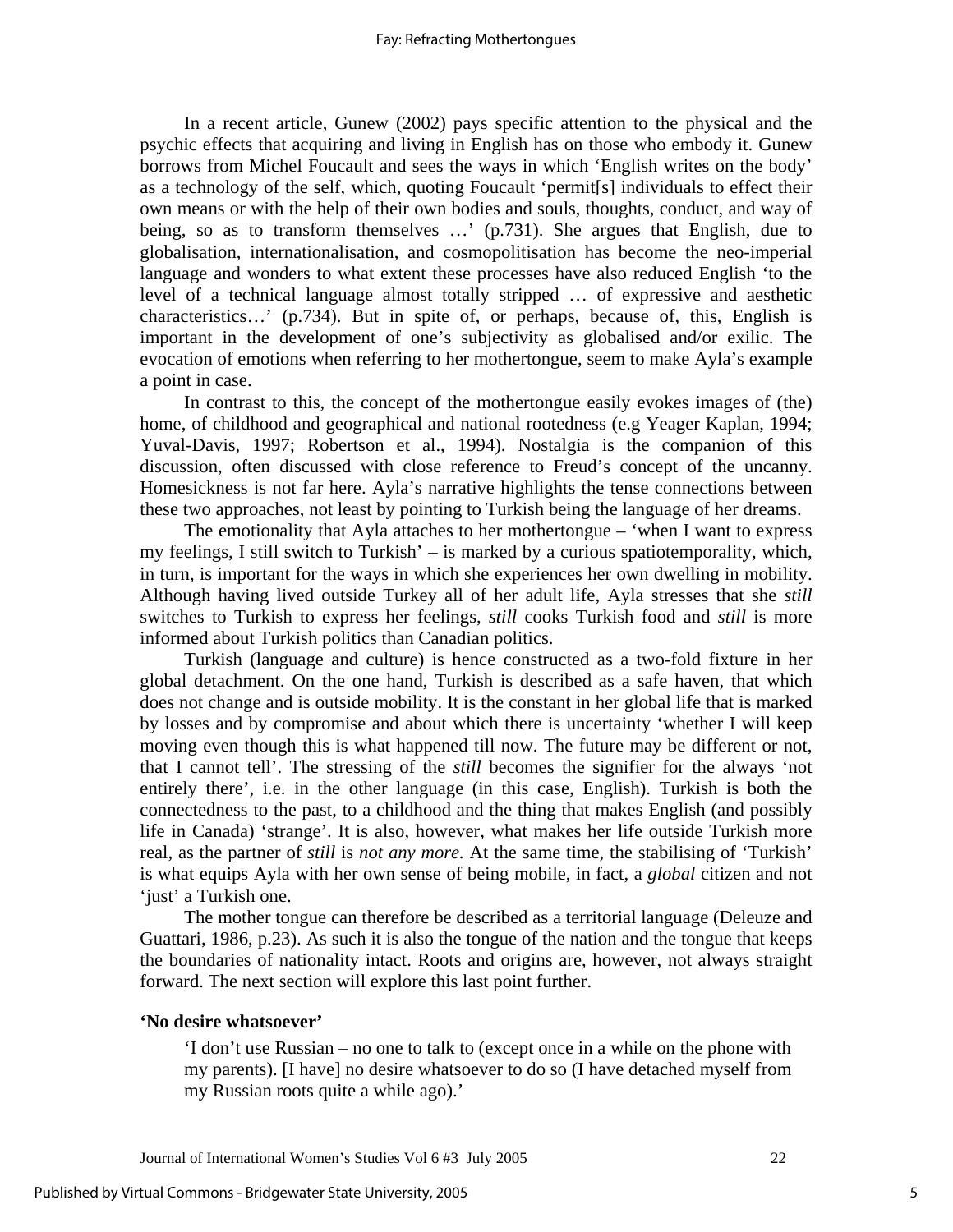In a recent article, Gunew (2002) pays specific attention to the physical and the psychic effects that acquiring and living in English has on those who embody it. Gunew borrows from Michel Foucault and sees the ways in which 'English writes on the body' as a technology of the self, which, quoting Foucault 'permit[s] individuals to effect their own means or with the help of their own bodies and souls, thoughts, conduct, and way of being, so as to transform themselves …' (p.731). She argues that English, due to globalisation, internationalisation, and cosmopolitisation has become the neo-imperial language and wonders to what extent these processes have also reduced English 'to the level of a technical language almost totally stripped … of expressive and aesthetic characteristics…' (p.734). But in spite of, or perhaps, because of, this, English is important in the development of one's subjectivity as globalised and/or exilic. The evocation of emotions when referring to her mothertongue, seem to make Ayla's example a point in case.

In contrast to this, the concept of the mothertongue easily evokes images of (the) home, of childhood and geographical and national rootedness (e.g Yeager Kaplan, 1994; Yuval-Davis, 1997; Robertson et al., 1994). Nostalgia is the companion of this discussion, often discussed with close reference to Freud's concept of the uncanny. Homesickness is not far here. Ayla's narrative highlights the tense connections between these two approaches, not least by pointing to Turkish being the language of her dreams.

The emotionality that Ayla attaches to her mothertongue – 'when I want to express my feelings, I still switch to Turkish' – is marked by a curious spatiotemporality, which, in turn, is important for the ways in which she experiences her own dwelling in mobility. Although having lived outside Turkey all of her adult life, Ayla stresses that she *still* switches to Turkish to express her feelings, *still* cooks Turkish food and *still* is more informed about Turkish politics than Canadian politics.

Turkish (language and culture) is hence constructed as a two-fold fixture in her global detachment. On the one hand, Turkish is described as a safe haven, that which does not change and is outside mobility. It is the constant in her global life that is marked by losses and by compromise and about which there is uncertainty 'whether I will keep moving even though this is what happened till now. The future may be different or not, that I cannot tell'. The stressing of the *still* becomes the signifier for the always 'not entirely there', i.e. in the other language (in this case, English). Turkish is both the connectedness to the past, to a childhood and the thing that makes English (and possibly life in Canada) 'strange'. It is also, however, what makes her life outside Turkish more real, as the partner of *still* is *not any more.* At the same time, the stabilising of 'Turkish' is what equips Ayla with her own sense of being mobile, in fact, a *global* citizen and not 'just' a Turkish one.

The mother tongue can therefore be described as a territorial language (Deleuze and Guattari, 1986, p.23). As such it is also the tongue of the nation and the tongue that keeps the boundaries of nationality intact. Roots and origins are, however, not always straight forward. The next section will explore this last point further.

**'No desire whatsoever'**

> 'I don't use Russian – no one to talk to (except once in a while on the phone with my parents). [I have] no desire whatsoever to do so (I have detached myself from my Russian roots quite a while ago).'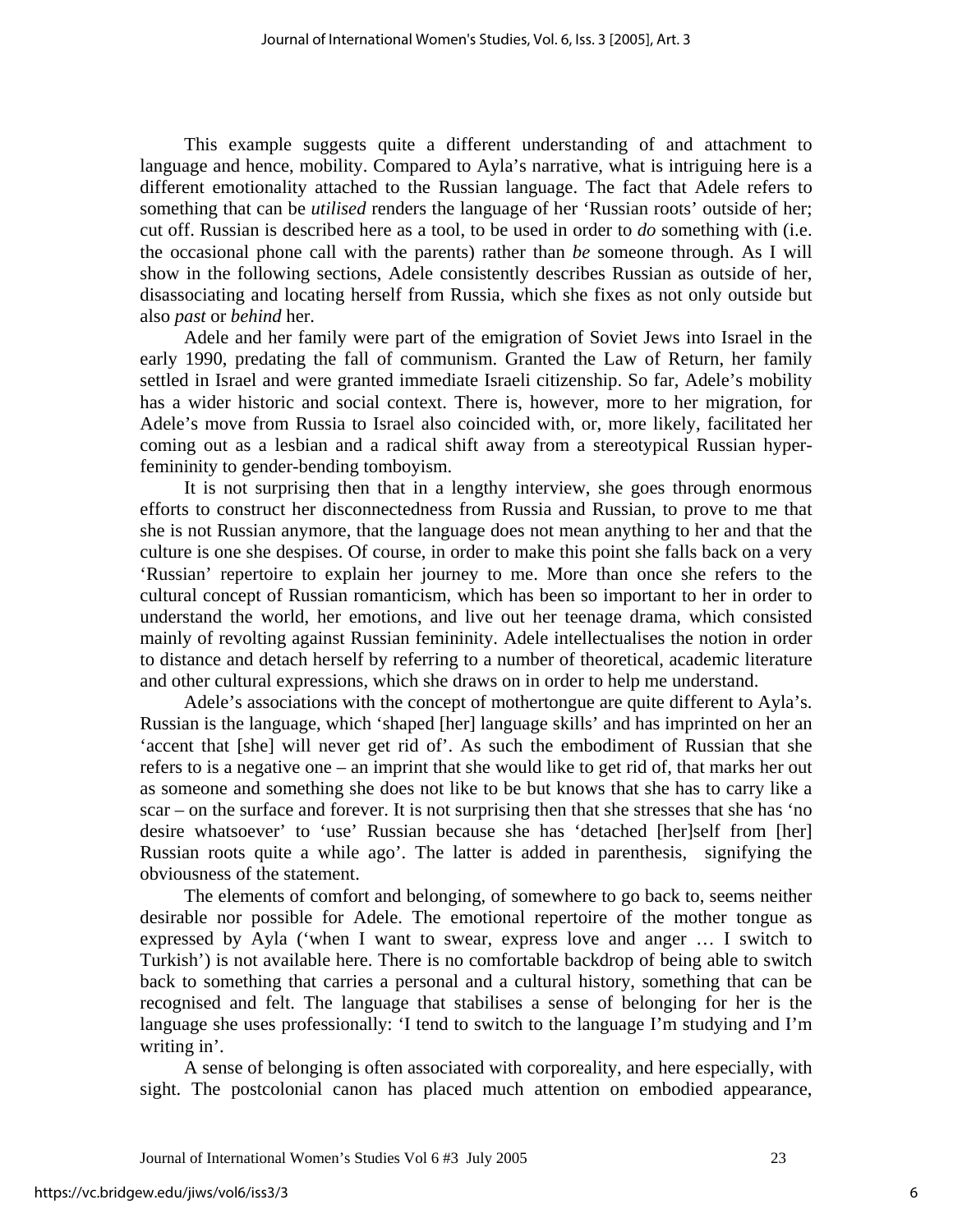This example suggests quite a different understanding of and attachment to language and hence, mobility. Compared to Ayla's narrative, what is intriguing here is a different emotionality attached to the Russian language. The fact that Adele refers to something that can be *utilised* renders the language of her 'Russian roots' outside of her; cut off. Russian is described here as a tool, to be used in order to *do* something with (i.e. the occasional phone call with the parents) rather than *be* someone through. As I will show in the following sections, Adele consistently describes Russian as outside of her, disassociating and locating herself from Russia, which she fixes as not only outside but also *past* or *behind* her.

Adele and her family were part of the emigration of Soviet Jews into Israel in the early 1990, predating the fall of communism. Granted the Law of Return, her family settled in Israel and were granted immediate Israeli citizenship. So far, Adele's mobility has a wider historic and social context. There is, however, more to her migration, for Adele's move from Russia to Israel also coincided with, or, more likely, facilitated her coming out as a lesbian and a radical shift away from a stereotypical Russian hyper-femininity to gender-bending tomboyism.

It is not surprising then that in a lengthy interview, she goes through enormous efforts to construct her disconnectedness from Russia and Russian, to prove to me that she is not Russian anymore, that the language does not mean anything to her and that the culture is one she despises. Of course, in order to make this point she falls back on a very 'Russian' repertoire to explain her journey to me. More than once she refers to the cultural concept of Russian romanticism, which has been so important to her in order to understand the world, her emotions, and live out her teenage drama, which consisted mainly of revolting against Russian femininity. Adele intellectualises the notion in order to distance and detach herself by referring to a number of theoretical, academic literature and other cultural expressions, which she draws on in order to help me understand.

Adele's associations with the concept of mothertongue are quite different to Ayla's. Russian is the language, which 'shaped [her] language skills' and has imprinted on her an 'accent that [she] will never get rid of'. As such the embodiment of Russian that she refers to is a negative one – an imprint that she would like to get rid of, that marks her out as someone and something she does not like to be but knows that she has to carry like a scar – on the surface and forever. It is not surprising then that she stresses that she has 'no desire whatsoever' to 'use' Russian because she has 'detached [her]self from [her] Russian roots quite a while ago'. The latter is added in parenthesis, signifying the obviousness of the statement.

The elements of comfort and belonging, of somewhere to go back to, seems neither desirable nor possible for Adele. The emotional repertoire of the mother tongue as expressed by Ayla ('when I want to swear, express love and anger … I switch to Turkish') is not available here. There is no comfortable backdrop of being able to switch back to something that carries a personal and a cultural history, something that can be recognised and felt. The language that stabilises a sense of belonging for her is the language she uses professionally: 'I tend to switch to the language I'm studying and I'm writing in'.

A sense of belonging is often associated with corporeality, and here especially, with sight. The postcolonial canon has placed much attention on embodied appearance,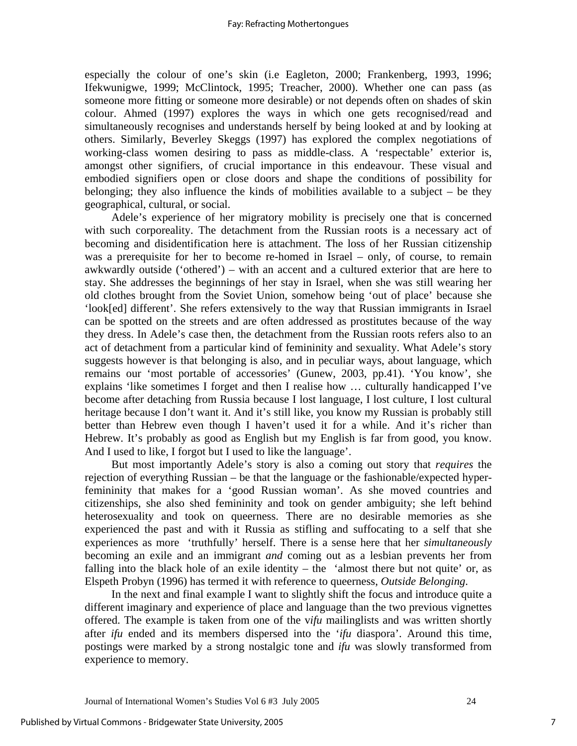especially the colour of one's skin (i.e Eagleton, 2000; Frankenberg, 1993, 1996; Ifekwunigwe, 1999; McClintock, 1995; Treacher, 2000). Whether one can pass (as someone more fitting or someone more desirable) or not depends often on shades of skin colour. Ahmed (1997) explores the ways in which one gets recognised/read and simultaneously recognises and understands herself by being looked at and by looking at others. Similarly, Beverley Skeggs (1997) has explored the complex negotiations of working-class women desiring to pass as middle-class. A 'respectable' exterior is, amongst other signifiers, of crucial importance in this endeavour. These visual and embodied signifiers open or close doors and shape the conditions of possibility for belonging; they also influence the kinds of mobilities available to a subject – be they geographical, cultural, or social.

Adele's experience of her migratory mobility is precisely one that is concerned with such corporeality. The detachment from the Russian roots is a necessary act of becoming and disidentification here is attachment. The loss of her Russian citizenship was a prerequisite for her to become re-homed in Israel – only, of course, to remain awkwardly outside ('othered') – with an accent and a cultured exterior that are here to stay. She addresses the beginnings of her stay in Israel, when she was still wearing her old clothes brought from the Soviet Union, somehow being 'out of place' because she 'look[ed] different'. She refers extensively to the way that Russian immigrants in Israel can be spotted on the streets and are often addressed as prostitutes because of the way they dress. In Adele's case then, the detachment from the Russian roots refers also to an act of detachment from a particular kind of femininity and sexuality. What Adele's story suggests however is that belonging is also, and in peculiar ways, about language, which remains our 'most portable of accessories' (Gunew, 2003, pp.41). 'You know', she explains 'like sometimes I forget and then I realise how … culturally handicapped I've become after detaching from Russia because I lost language, I lost culture, I lost cultural heritage because I don't want it. And it's still like, you know my Russian is probably still better than Hebrew even though I haven't used it for a while. And it's richer than Hebrew. It's probably as good as English but my English is far from good, you know. And I used to like, I forgot but I used to like the language'.

But most importantly Adele's story is also a coming out story that *requires* the rejection of everything Russian – be that the language or the fashionable/expected hyper-femininity that makes for a 'good Russian woman'. As she moved countries and citizenships, she also shed femininity and took on gender ambiguity; she left behind heterosexuality and took on queerness. There are no desirable memories as she experienced the past and with it Russia as stifling and suffocating to a self that she experiences as more 'truthfully' herself. There is a sense here that her *simultaneously* becoming an exile and an immigrant *and* coming out as a lesbian prevents her from falling into the black hole of an exile identity – the 'almost there but not quite' or, as Elspeth Probyn (1996) has termed it with reference to queerness, *Outside Belonging*.

In the next and final example I want to slightly shift the focus and introduce quite a different imaginary and experience of place and language than the two previous vignettes offered. The example is taken from one of the v*ifu* mailinglists and was written shortly after *ifu* ended and its members dispersed into the '*ifu* diaspora'. Around this time, postings were marked by a strong nostalgic tone and *ifu* was slowly transformed from experience to memory.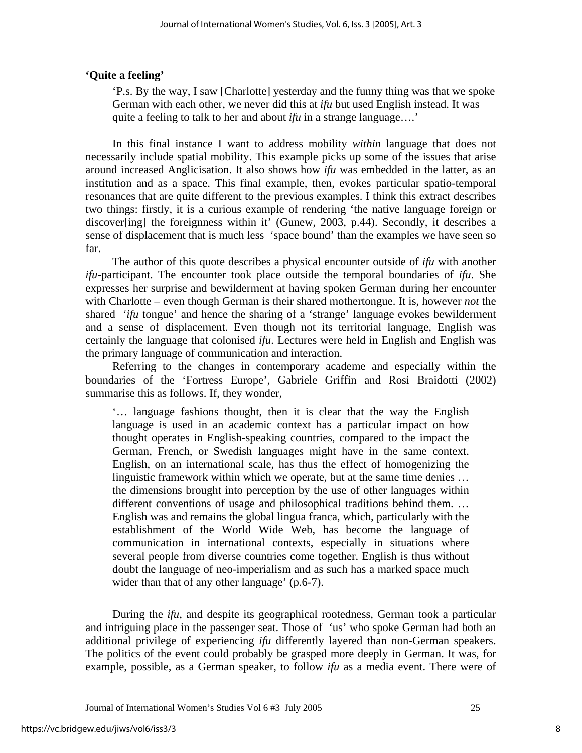**‘Quite a feeling’**

> ‘P.s. By the way, I saw [Charlotte] yesterday and the funny thing was that we spoke German with each other, we never did this at *ifu* but used English instead. It was quite a feeling to talk to her and about *ifu* in a strange language….’

In this final instance I want to address mobility *within* language that does not necessarily include spatial mobility. This example picks up some of the issues that arise around increased Anglicisation. It also shows how *ifu* was embedded in the latter, as an institution and as a space. This final example, then, evokes particular spatio-temporal resonances that are quite different to the previous examples. I think this extract describes two things: firstly, it is a curious example of rendering ‘the native language foreign or discover[ing] the foreignness within it’ (Gunew, 2003, p.44). Secondly, it describes a sense of displacement that is much less ‘space bound’ than the examples we have seen so far.

The author of this quote describes a physical encounter outside of *ifu* with another *ifu*-participant. The encounter took place outside the temporal boundaries of *ifu*. She expresses her surprise and bewilderment at having spoken German during her encounter with Charlotte – even though German is their shared mothertongue. It is, however *not* the shared ‘*ifu* tongue’ and hence the sharing of a ‘strange’ language evokes bewilderment and a sense of displacement. Even though not its territorial language, English was certainly the language that colonised *ifu*. Lectures were held in English and English was the primary language of communication and interaction.

Referring to the changes in contemporary academe and especially within the boundaries of the ‘Fortress Europe’, Gabriele Griffin and Rosi Braidotti (2002) summarise this as follows. If, they wonder,

> ‘… language fashions thought, then it is clear that the way the English language is used in an academic context has a particular impact on how thought operates in English-speaking countries, compared to the impact the German, French, or Swedish languages might have in the same context. English, on an international scale, has thus the effect of homogenizing the linguistic framework within which we operate, but at the same time denies … the dimensions brought into perception by the use of other languages within different conventions of usage and philosophical traditions behind them. … English was and remains the global lingua franca, which, particularly with the establishment of the World Wide Web, has become the language of communication in international contexts, especially in situations where several people from diverse countries come together. English is thus without doubt the language of neo-imperialism and as such has a marked space much wider than that of any other language’ (p.6-7).

During the *ifu*, and despite its geographical rootedness, German took a particular and intriguing place in the passenger seat. Those of ‘us’ who spoke German had both an additional privilege of experiencing *ifu* differently layered than non-German speakers. The politics of the event could probably be grasped more deeply in German. It was, for example, possible, as a German speaker, to follow *ifu* as a media event. There were of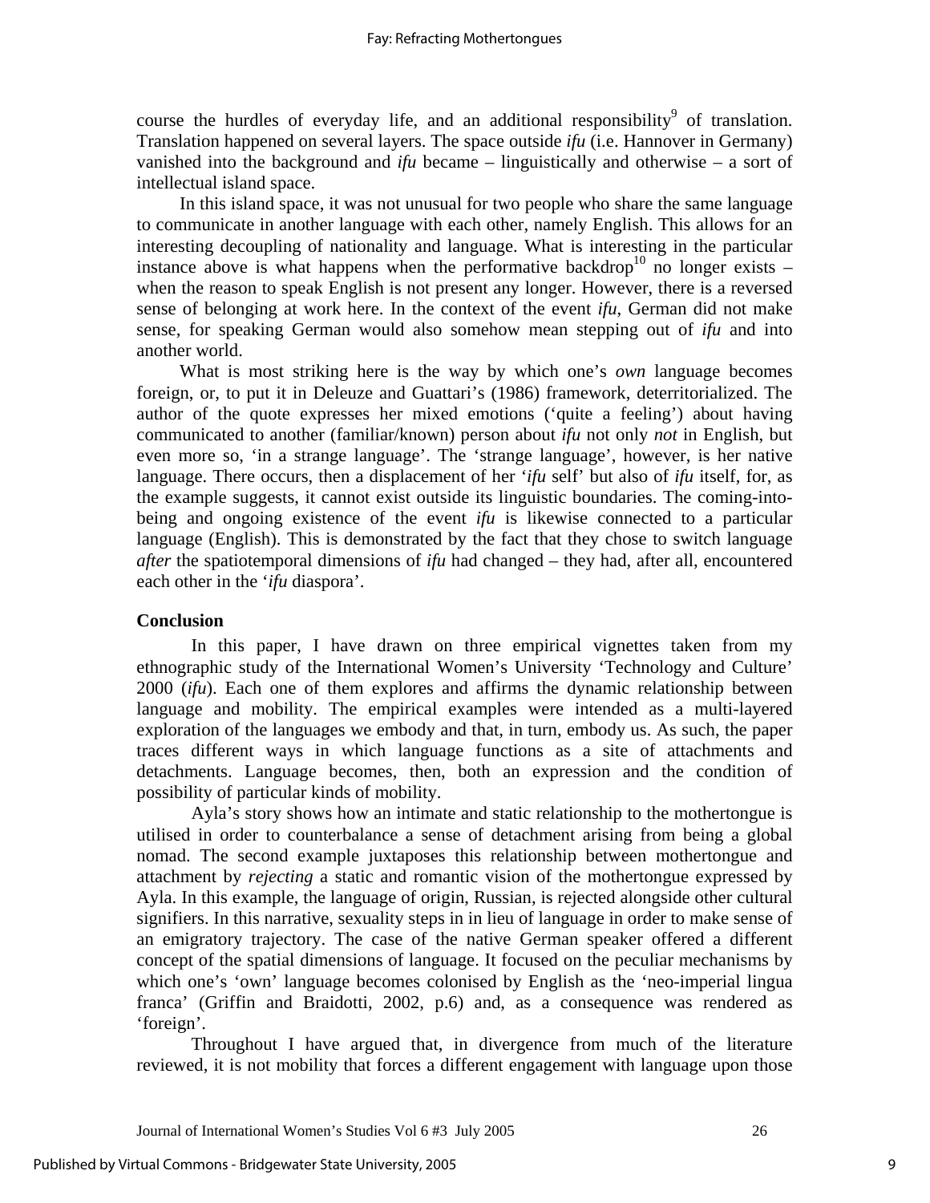course the hurdles of everyday life, and an additional responsibility[9] of translation. Translation happened on several layers. The space outside *ifu* (i.e. Hannover in Germany) vanished into the background and *ifu* became – linguistically and otherwise – a sort of intellectual island space.

In this island space, it was not unusual for two people who share the same language to communicate in another language with each other, namely English. This allows for an interesting decoupling of nationality and language. What is interesting in the particular instance above is what happens when the performative backdrop[10] no longer exists – when the reason to speak English is not present any longer. However, there is a reversed sense of belonging at work here. In the context of the event *ifu*, German did not make sense, for speaking German would also somehow mean stepping out of *ifu* and into another world.

What is most striking here is the way by which one's *own* language becomes foreign, or, to put it in Deleuze and Guattari's (1986) framework, deterritorialized. The author of the quote expresses her mixed emotions ('quite a feeling') about having communicated to another (familiar/known) person about *ifu* not only *not* in English, but even more so, 'in a strange language'. The 'strange language', however, is her native language. There occurs, then a displacement of her '*ifu* self' but also of *ifu* itself, for, as the example suggests, it cannot exist outside its linguistic boundaries. The coming-into-being and ongoing existence of the event *ifu* is likewise connected to a particular language (English). This is demonstrated by the fact that they chose to switch language *after* the spatiotemporal dimensions of *ifu* had changed – they had, after all, encountered each other in the '*ifu* diaspora'.

## Conclusion

In this paper, I have drawn on three empirical vignettes taken from my ethnographic study of the International Women's University 'Technology and Culture' 2000 (*ifu*). Each one of them explores and affirms the dynamic relationship between language and mobility. The empirical examples were intended as a multi-layered exploration of the languages we embody and that, in turn, embody us. As such, the paper traces different ways in which language functions as a site of attachments and detachments. Language becomes, then, both an expression and the condition of possibility of particular kinds of mobility.

Ayla's story shows how an intimate and static relationship to the mothertongue is utilised in order to counterbalance a sense of detachment arising from being a global nomad. The second example juxtaposes this relationship between mothertongue and attachment by *rejecting* a static and romantic vision of the mothertongue expressed by Ayla. In this example, the language of origin, Russian, is rejected alongside other cultural signifiers. In this narrative, sexuality steps in in lieu of language in order to make sense of an emigratory trajectory. The case of the native German speaker offered a different concept of the spatial dimensions of language. It focused on the peculiar mechanisms by which one's 'own' language becomes colonised by English as the 'neo-imperial lingua franca' (Griffin and Braidotti, 2002, p.6) and, as a consequence was rendered as 'foreign'.

Throughout I have argued that, in divergence from much of the literature reviewed, it is not mobility that forces a different engagement with language upon those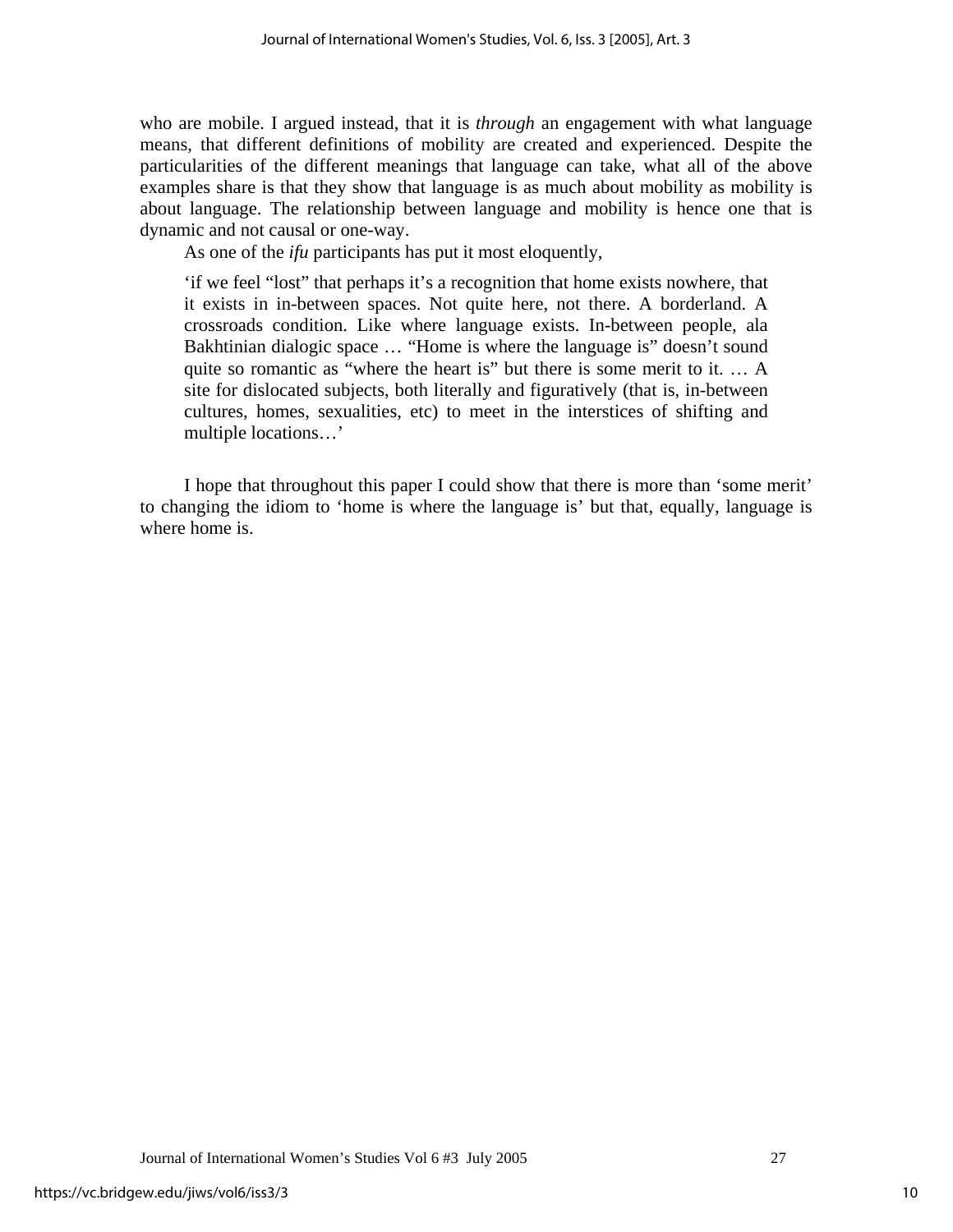who are mobile. I argued instead, that it is *through* an engagement with what language means, that different definitions of mobility are created and experienced. Despite the particularities of the different meanings that language can take, what all of the above examples share is that they show that language is as much about mobility as mobility is about language. The relationship between language and mobility is hence one that is dynamic and not causal or one-way.

As one of the *ifu* participants has put it most eloquently,

> 'if we feel "lost" that perhaps it's a recognition that home exists nowhere, that it exists in in-between spaces. Not quite here, not there. A borderland. A crossroads condition. Like where language exists. In-between people, ala Bakhtinian dialogic space … "Home is where the language is" doesn't sound quite so romantic as "where the heart is" but there is some merit to it. … A site for dislocated subjects, both literally and figuratively (that is, in-between cultures, homes, sexualities, etc) to meet in the interstices of shifting and multiple locations…'

I hope that throughout this paper I could show that there is more than 'some merit' to changing the idiom to 'home is where the language is' but that, equally, language is where home is.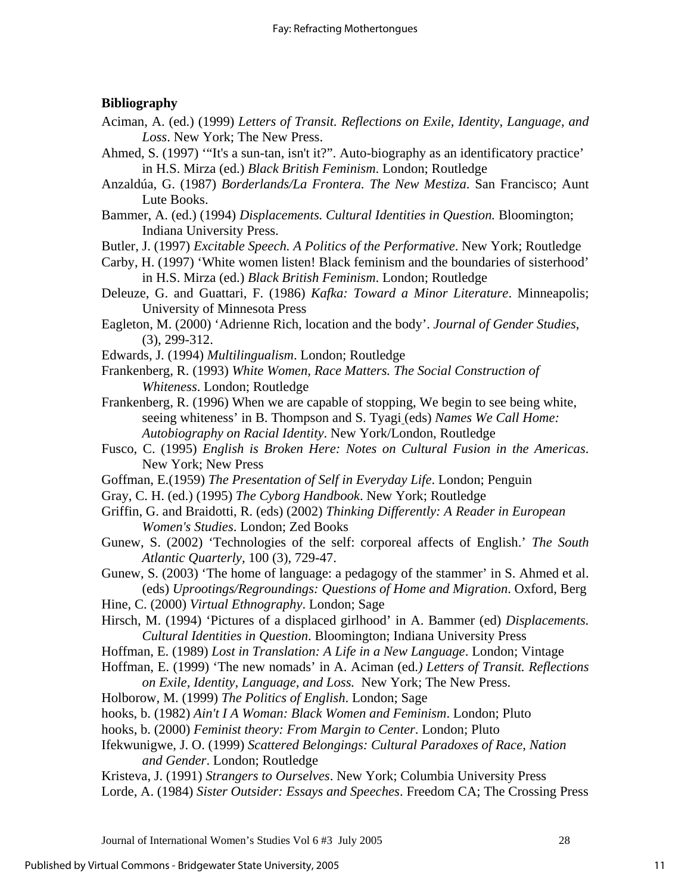## Bibliography

Aciman, A. (ed.) (1999) *Letters of Transit. Reflections on Exile, Identity, Language, and Loss*. New York; The New Press.

Ahmed, S. (1997) '"It's a sun-tan, isn't it?". Auto-biography as an identificatory practice' in H.S. Mirza (ed.) *Black British Feminism*. London; Routledge

Anzaldúa, G. (1987) *Borderlands/La Frontera. The New Mestiza*. San Francisco; Aunt Lute Books.

Bammer, A. (ed.) (1994) *Displacements. Cultural Identities in Question.* Bloomington; Indiana University Press.

Butler, J. (1997) *Excitable Speech. A Politics of the Performative*. New York; Routledge

Carby, H. (1997) 'White women listen! Black feminism and the boundaries of sisterhood' in H.S. Mirza (ed.) *Black British Feminism*. London; Routledge

Deleuze, G. and Guattari, F. (1986) *Kafka: Toward a Minor Literature*. Minneapolis; University of Minnesota Press

Eagleton, M. (2000) 'Adrienne Rich, location and the body'. *Journal of Gender Studies,* (3), 299-312.

Edwards, J. (1994) *Multilingualism*. London; Routledge

Frankenberg, R. (1993) *White Women, Race Matters. The Social Construction of Whiteness*. London; Routledge

Frankenberg, R. (1996) When we are capable of stopping, We begin to see being white, seeing whiteness' in B. Thompson and S. Tyagi (eds) *Names We Call Home: Autobiography on Racial Identity*. New York/London, Routledge

Fusco, C. (1995) *English is Broken Here: Notes on Cultural Fusion in the Americas*. New York; New Press

Goffman, E.(1959) *The Presentation of Self in Everyday Life*. London; Penguin

Gray, C. H. (ed.) (1995) *The Cyborg Handbook*. New York; Routledge

Griffin, G. and Braidotti, R. (eds) (2002) *Thinking Differently: A Reader in European Women's Studies*. London; Zed Books

Gunew, S. (2002) 'Technologies of the self: corporeal affects of English.' *The South Atlantic Quarterly*, 100 (3), 729-47.

Gunew, S. (2003) 'The home of language: a pedagogy of the stammer' in S. Ahmed et al. (eds) *Uprootings/Regroundings: Questions of Home and Migration*. Oxford, Berg

Hine, C. (2000) *Virtual Ethnography*. London; Sage

Hirsch, M. (1994) 'Pictures of a displaced girlhood' in A. Bammer (ed) *Displacements. Cultural Identities in Question*. Bloomington; Indiana University Press

Hoffman, E. (1989) *Lost in Translation: A Life in a New Language*. London; Vintage

Hoffman, E. (1999) 'The new nomads' in A. Aciman (ed.*) Letters of Transit. Reflections on Exile, Identity, Language, and Loss.* New York; The New Press.

Holborow, M. (1999) *The Politics of English*. London; Sage

hooks, b. (1982) *Ain't I A Woman: Black Women and Feminism*. London; Pluto

hooks, b. (2000) *Feminist theory: From Margin to Center*. London; Pluto

Ifekwunigwe, J. O. (1999) *Scattered Belongings: Cultural Paradoxes of Race, Nation and Gender*. London; Routledge

Kristeva, J. (1991) *Strangers to Ourselves*. New York; Columbia University Press

Lorde, A. (1984) *Sister Outsider: Essays and Speeches*. Freedom CA; The Crossing Press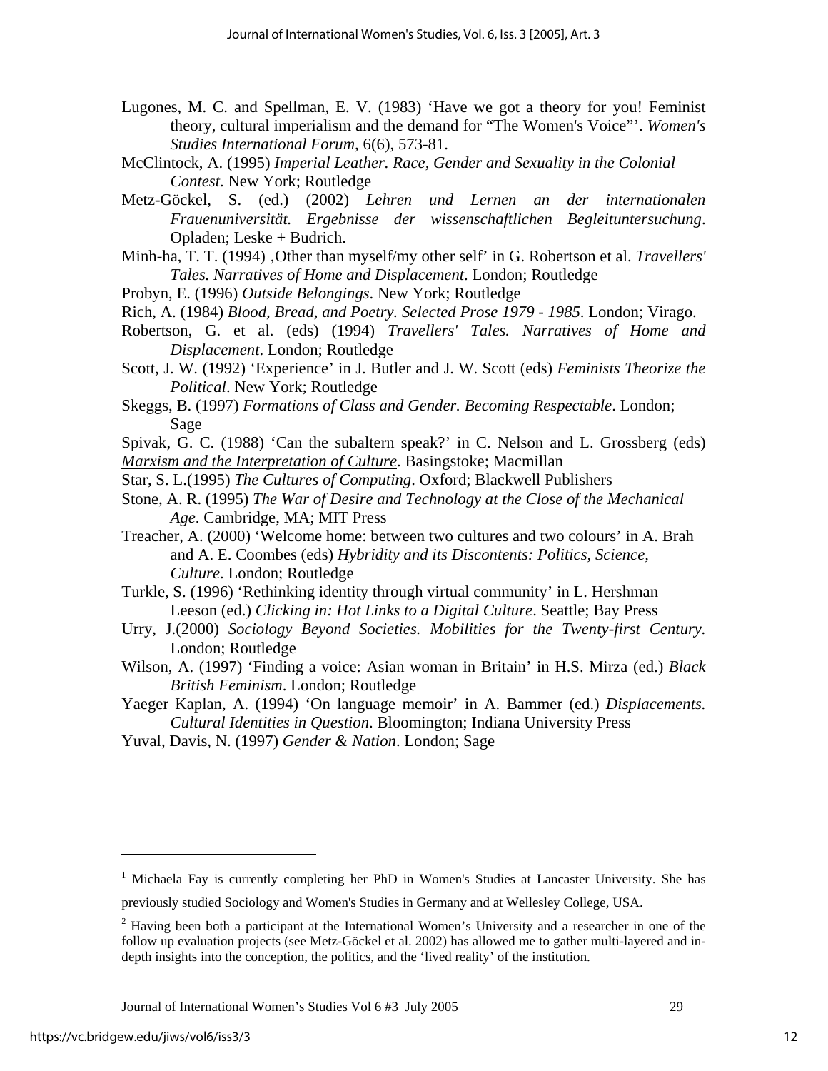Lugones, M. C. and Spellman, E. V. (1983) 'Have we got a theory for you! Feminist theory, cultural imperialism and the demand for "The Women's Voice"'. *Women's Studies International Forum*, 6(6), 573-81.

McClintock, A. (1995) *Imperial Leather. Race, Gender and Sexuality in the Colonial Contest*. New York; Routledge

Metz-Göckel, S. (ed.) (2002) *Lehren und Lernen an der internationalen Frauenuniversität. Ergebnisse der wissenschaftlichen Begleituntersuchung*. Opladen; Leske + Budrich.

Minh-ha, T. T. (1994) ‚Other than myself/my other self' in G. Robertson et al. *Travellers' Tales. Narratives of Home and Displacement*. London; Routledge

Probyn, E. (1996) *Outside Belongings*. New York; Routledge

Rich, A. (1984) *Blood, Bread, and Poetry. Selected Prose 1979 - 1985*. London; Virago.

Robertson, G. et al. (eds) (1994) *Travellers' Tales. Narratives of Home and Displacement*. London; Routledge

Scott, J. W. (1992) 'Experience' in J. Butler and J. W. Scott (eds) *Feminists Theorize the Political*. New York; Routledge

Skeggs, B. (1997) *Formations of Class and Gender. Becoming Respectable*. London; Sage

Spivak, G. C. (1988) 'Can the subaltern speak?' in C. Nelson and L. Grossberg (eds) *Marxism and the Interpretation of Culture*. Basingstoke; Macmillan

Star, S. L.(1995) *The Cultures of Computing*. Oxford; Blackwell Publishers

Stone, A. R. (1995) *The War of Desire and Technology at the Close of the Mechanical Age*. Cambridge, MA; MIT Press

Treacher, A. (2000) 'Welcome home: between two cultures and two colours' in A. Brah and A. E. Coombes (eds) *Hybridity and its Discontents: Politics, Science, Culture*. London; Routledge

Turkle, S. (1996) 'Rethinking identity through virtual community' in L. Hershman Leeson (ed.) *Clicking in: Hot Links to a Digital Culture*. Seattle; Bay Press

Urry, J.(2000) *Sociology Beyond Societies. Mobilities for the Twenty-first Century*. London; Routledge

Wilson, A. (1997) 'Finding a voice: Asian woman in Britain' in H.S. Mirza (ed.) *Black British Feminism*. London; Routledge

Yaeger Kaplan, A. (1994) 'On language memoir' in A. Bammer (ed.) *Displacements. Cultural Identities in Question*. Bloomington; Indiana University Press

Yuval, Davis, N. (1997) *Gender & Nation*. London; Sage

---

[1] Michaela Fay is currently completing her PhD in Women's Studies at Lancaster University. She has previously studied Sociology and Women's Studies in Germany and at Wellesley College, USA.

[2] Having been both a participant at the International Women's University and a researcher in one of the follow up evaluation projects (see Metz-Göckel et al. 2002) has allowed me to gather multi-layered and in-depth insights into the conception, the politics, and the 'lived reality' of the institution.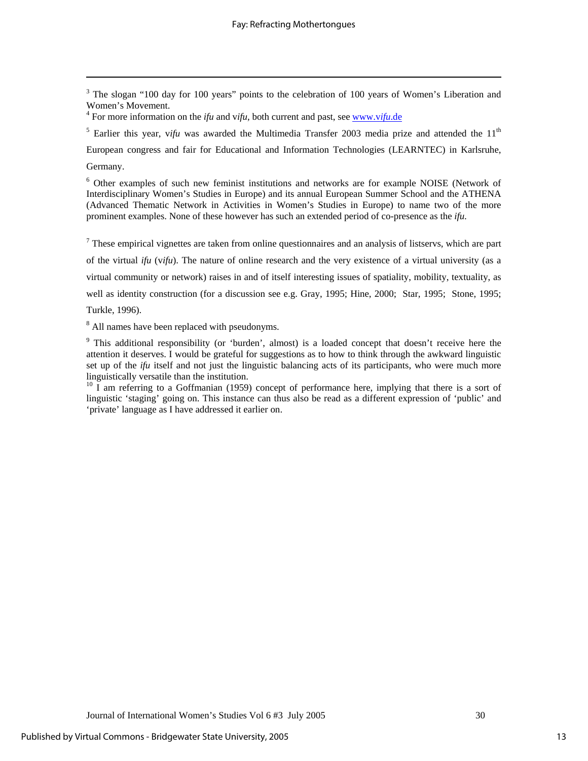[3] The slogan "100 day for 100 years" points to the celebration of 100 years of Women's Liberation and Women's Movement.

[4] For more information on the *ifu* and v*ifu*, both current and past, see www.v*ifu*.de

[5] Earlier this year, v*ifu* was awarded the Multimedia Transfer 2003 media prize and attended the 11th European congress and fair for Educational and Information Technologies (LEARNTEC) in Karlsruhe, Germany.

[6] Other examples of such new feminist institutions and networks are for example NOISE (Network of Interdisciplinary Women's Studies in Europe) and its annual European Summer School and the ATHENA (Advanced Thematic Network in Activities in Women's Studies in Europe) to name two of the more prominent examples. None of these however has such an extended period of co-presence as the *ifu*.

[7] These empirical vignettes are taken from online questionnaires and an analysis of listservs, which are part of the virtual *ifu* (v*ifu*). The nature of online research and the very existence of a virtual university (as a virtual community or network) raises in and of itself interesting issues of spatiality, mobility, textuality, as well as identity construction (for a discussion see e.g. Gray, 1995; Hine, 2000; Star, 1995; Stone, 1995; Turkle, 1996).

[8] All names have been replaced with pseudonyms.

[9] This additional responsibility (or 'burden', almost) is a loaded concept that doesn't receive here the attention it deserves. I would be grateful for suggestions as to how to think through the awkward linguistic set up of the *ifu* itself and not just the linguistic balancing acts of its participants, who were much more linguistically versatile than the institution.

[10] I am referring to a Goffmanian (1959) concept of performance here, implying that there is a sort of linguistic 'staging' going on. This instance can thus also be read as a different expression of 'public' and 'private' language as I have addressed it earlier on.